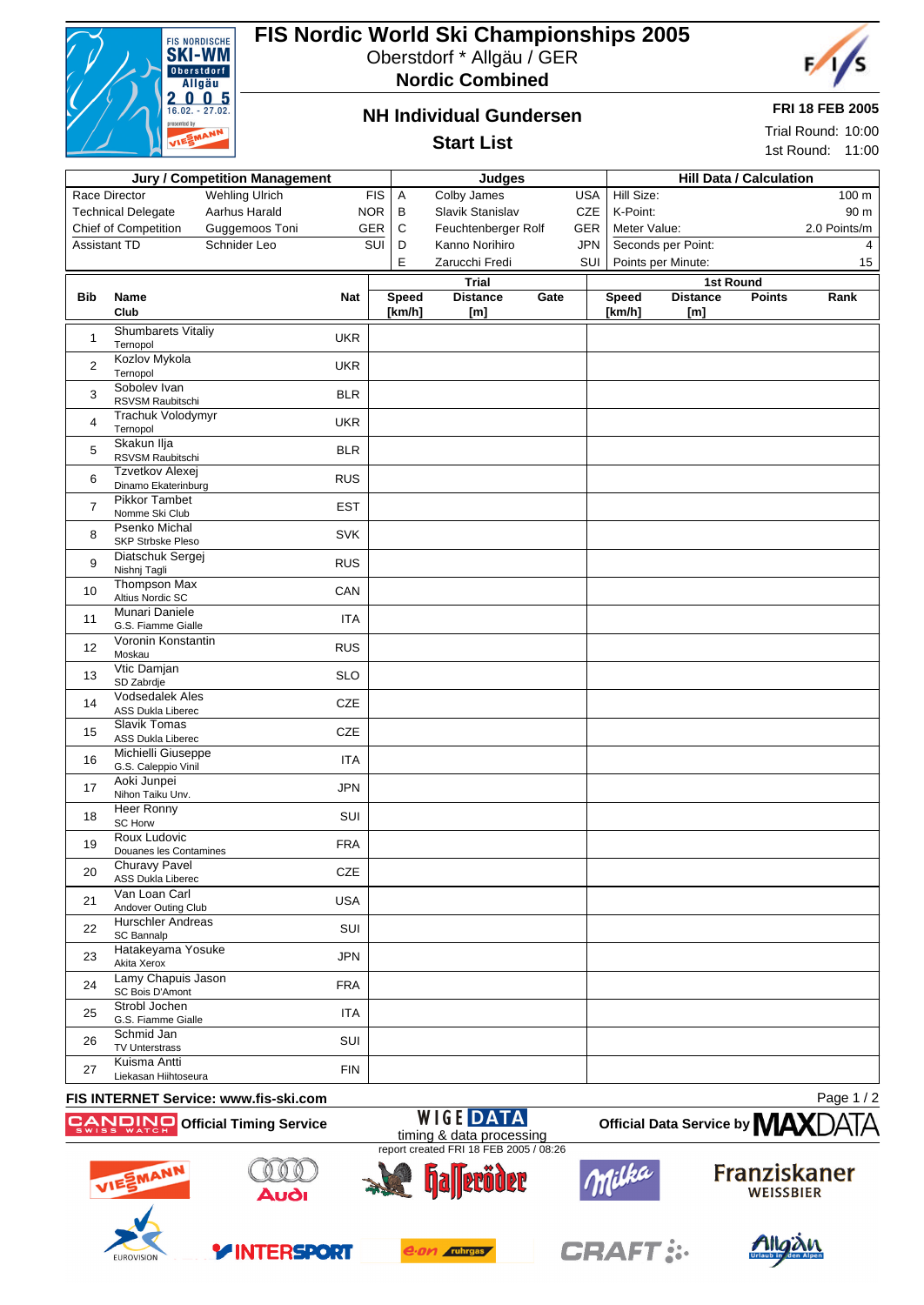# FIS Nordic World Ski Championships 2005

Oberstdorf * Allgäu / GER

**Nordic Combined**

## NH Individual Gundersen

## Start List

**FRI 18 FEB 2005**

Trial Round: 10:00

1st Round: 11:00

| Jury / Competition Management | | | Judges | | | Hill Data / Calculation | |
|---|---|---|---|---|---|---|---|
| Race Director | Wehling Ulrich | FIS | A | Colby James | USA | Hill Size: | 100 m |
| Technical Delegate | Aarhus Harald | NOR | B | Slavik Stanislav | CZE | K-Point: | 90 m |
| Chief of Competition | Guggemoos Toni | GER | C | Feuchtenberger Rolf | GER | Meter Value: | 2.0 Points/m |
| Assistant TD | Schnider Leo | SUI | D | Kanno Norihiro | JPN | Seconds per Point: | 4 |
| | | | E | Zarucchi Fredi | SUI | Points per Minute: | 15 |

| Bib | Name / Club | Nat | Trial | | | 1st Round | | | |
|---|---|---|---|---|---|---|---|---|---|
| | | | Speed [km/h] | Distance [m] | Gate | Speed [km/h] | Distance [m] | Points | Rank |
| 1 | Shumbarets Vitaliy / Ternopol | UKR | | | | | | | |
| 2 | Kozlov Mykola / Ternopol | UKR | | | | | | | |
| 3 | Sobolev Ivan / RSVSM Raubitschi | BLR | | | | | | | |
| 4 | Trachuk Volodymyr / Ternopol | UKR | | | | | | | |
| 5 | Skakun Ilja / RSVSM Raubitschi | BLR | | | | | | | |
| 6 | Tzvetkov Alexej / Dinamo Ekaterinburg | RUS | | | | | | | |
| 7 | Pikkor Tambet / Nomme Ski Club | EST | | | | | | | |
| 8 | Psenko Michal / SKP Strbske Pleso | SVK | | | | | | | |
| 9 | Diatschuk Sergej / Nishnj Tagli | RUS | | | | | | | |
| 10 | Thompson Max / Altius Nordic SC | CAN | | | | | | | |
| 11 | Munari Daniele / G.S. Fiamme Gialle | ITA | | | | | | | |
| 12 | Voronin Konstantin / Moskau | RUS | | | | | | | |
| 13 | Vtic Damjan / SD Zabrdje | SLO | | | | | | | |
| 14 | Vodsedalek Ales / ASS Dukla Liberec | CZE | | | | | | | |
| 15 | Slavik Tomas / ASS Dukla Liberec | CZE | | | | | | | |
| 16 | Michielli Giuseppe / G.S. Caleppio Vinil | ITA | | | | | | | |
| 17 | Aoki Junpei / Nihon Taiku Unv. | JPN | | | | | | | |
| 18 | Heer Ronny / SC Horw | SUI | | | | | | | |
| 19 | Roux Ludovic / Douanes les Contamines | FRA | | | | | | | |
| 20 | Churavy Pavel / ASS Dukla Liberec | CZE | | | | | | | |
| 21 | Van Loan Carl / Andover Outing Club | USA | | | | | | | |
| 22 | Hurschler Andreas / SC Bannalp | SUI | | | | | | | |
| 23 | Hatakeyama Yosuke / Akita Xerox | JPN | | | | | | | |
| 24 | Lamy Chapuis Jason / SC Bois D'Amont | FRA | | | | | | | |
| 25 | Strobl Jochen / G.S. Fiamme Gialle | ITA | | | | | | | |
| 26 | Schmid Jan / TV Unterstrass | SUI | | | | | | | |
| 27 | Kuisma Antti / Liekasan Hiihtoseura | FIN | | | | | | | |

FIS INTERNET Service: www.fis-ski.com

Official Timing Service

timing & data processing

report created FRI 18 FEB 2005 / 08:26

Official Data Service by MAXDATA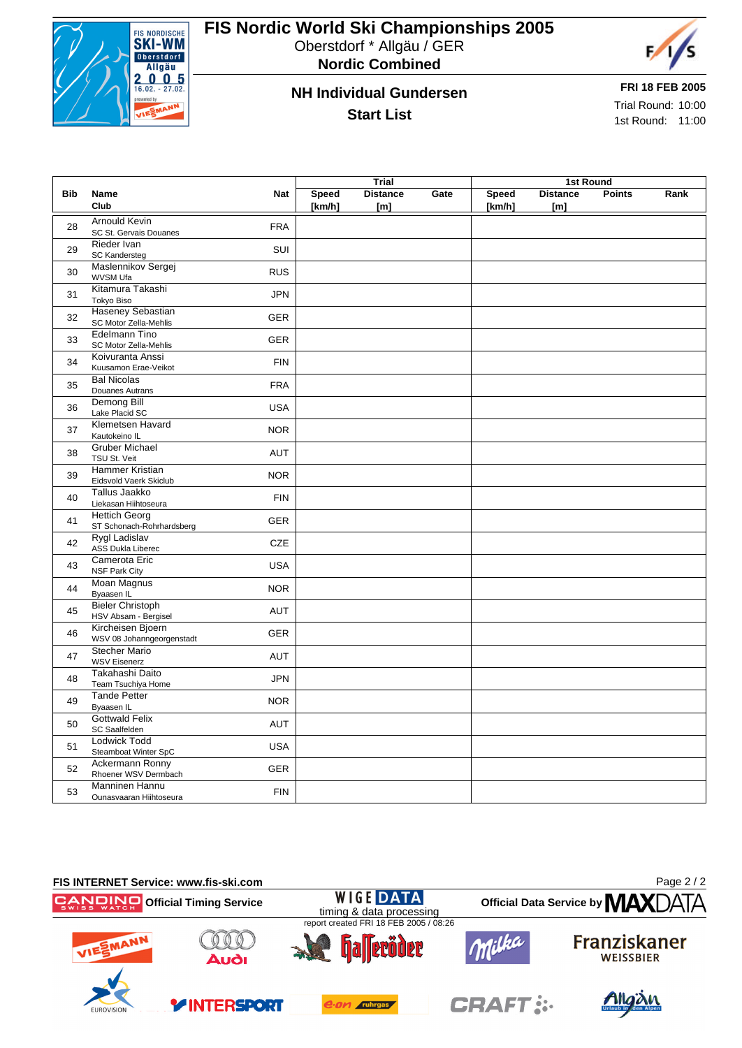# FIS Nordic World Ski Championships 2005

Oberstdorf * Allgäu / GER

**Nordic Combined**

## NH Individual Gundersen

## Start List

**FRI 18 FEB 2005**

Trial Round: 10:00

1st Round: 11:00

| Bib | Name Club | Nat | Trial Speed [km/h] | Trial Distance [m] | Trial Gate | 1st Round Speed [km/h] | 1st Round Distance [m] | 1st Round Points | 1st Round Rank |
|---|---|---|---|---|---|---|---|---|---|
| 28 | Arnould Kevin<br>SC St. Gervais Douanes | FRA | | | | | | | |
| 29 | Rieder Ivan<br>SC Kandersteg | SUI | | | | | | | |
| 30 | Maslennikov Sergej<br>WVSM Ufa | RUS | | | | | | | |
| 31 | Kitamura Takashi<br>Tokyo Biso | JPN | | | | | | | |
| 32 | Haseney Sebastian<br>SC Motor Zella-Mehlis | GER | | | | | | | |
| 33 | Edelmann Tino<br>SC Motor Zella-Mehlis | GER | | | | | | | |
| 34 | Koivuranta Anssi<br>Kuusamon Erae-Veikot | FIN | | | | | | | |
| 35 | Bal Nicolas<br>Douanes Autrans | FRA | | | | | | | |
| 36 | Demong Bill<br>Lake Placid SC | USA | | | | | | | |
| 37 | Klemetsen Havard<br>Kautokeino IL | NOR | | | | | | | |
| 38 | Gruber Michael<br>TSU St. Veit | AUT | | | | | | | |
| 39 | Hammer Kristian<br>Eidsvold Vaerk Skiclub | NOR | | | | | | | |
| 40 | Tallus Jaakko<br>Liekasan Hiihtoseura | FIN | | | | | | | |
| 41 | Hettich Georg<br>ST Schonach-Rohrhardsberg | GER | | | | | | | |
| 42 | Rygl Ladislav<br>ASS Dukla Liberec | CZE | | | | | | | |
| 43 | Camerota Eric<br>NSF Park City | USA | | | | | | | |
| 44 | Moan Magnus<br>Byaasen IL | NOR | | | | | | | |
| 45 | Bieler Christoph<br>HSV Absam - Bergisel | AUT | | | | | | | |
| 46 | Kircheisen Bjoern<br>WSV 08 Johanngeorgenstadt | GER | | | | | | | |
| 47 | Stecher Mario<br>WSV Eisenerz | AUT | | | | | | | |
| 48 | Takahashi Daito<br>Team Tsuchiya Home | JPN | | | | | | | |
| 49 | Tande Petter<br>Byaasen IL | NOR | | | | | | | |
| 50 | Gottwald Felix<br>SC Saalfelden | AUT | | | | | | | |
| 51 | Lodwick Todd<br>Steamboat Winter SpC | USA | | | | | | | |
| 52 | Ackermann Ronny<br>Rhoener WSV Dermbach | GER | | | | | | | |
| 53 | Manninen Hannu<br>Ounasvaaran Hiihtoseura | FIN | | | | | | | |

FIS INTERNET Service: www.fis-ski.com

Official Timing Service

WIGE DATA timing & data processing

report created FRI 18 FEB 2005 / 08:26

Official Data Service by MAXDATA